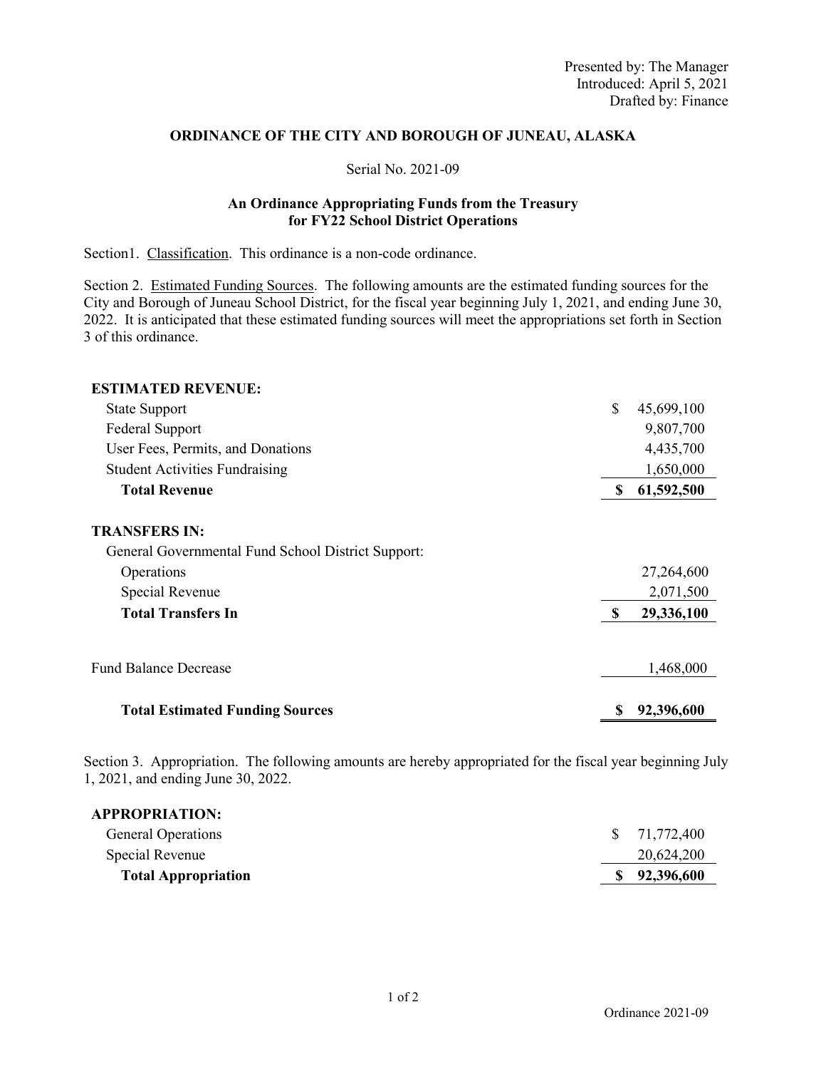Presented by: The Manager
Introduced: April 5, 2021
Drafted by: Finance

# ORDINANCE OF THE CITY AND BOROUGH OF JUNEAU, ALASKA

Serial No. 2021-09

## An Ordinance Appropriating Funds from the Treasury for FY22 School District Operations

Section1. Classification. This ordinance is a non-code ordinance.

Section 2. Estimated Funding Sources. The following amounts are the estimated funding sources for the City and Borough of Juneau School District, for the fiscal year beginning July 1, 2021, and ending June 30, 2022. It is anticipated that these estimated funding sources will meet the appropriations set forth in Section 3 of this ordinance.

| | |
|---|---|
| **ESTIMATED REVENUE:** | |
| State Support | $ 45,699,100 |
| Federal Support | 9,807,700 |
| User Fees, Permits, and Donations | 4,435,700 |
| Student Activities Fundraising | 1,650,000 |
| **Total Revenue** | **$ 61,592,500** |
| **TRANSFERS IN:** | |
| General Governmental Fund School District Support: | |
| Operations | 27,264,600 |
| Special Revenue | 2,071,500 |
| **Total Transfers In** | **$ 29,336,100** |
| Fund Balance Decrease | 1,468,000 |
| **Total Estimated Funding Sources** | **$ 92,396,600** |

Section 3. Appropriation. The following amounts are hereby appropriated for the fiscal year beginning July 1, 2021, and ending June 30, 2022.

| | |
|---|---|
| **APPROPRIATION:** | |
| General Operations | $ 71,772,400 |
| Special Revenue | 20,624,200 |
| **Total Appropriation** | **$ 92,396,600** |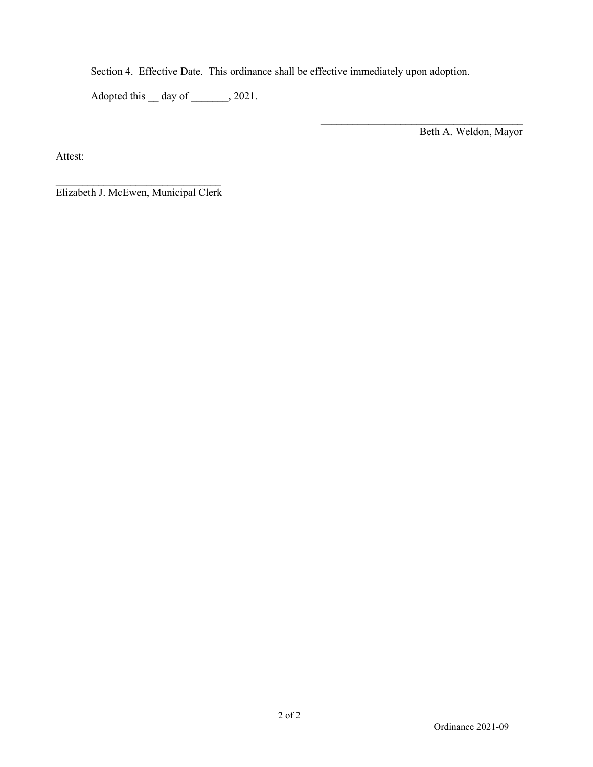Section 4. Effective Date. This ordinance shall be effective immediately upon adoption.

Adopted this __ day of _______, 2021.

_______________________________________
Beth A. Weldon, Mayor

Attest:

_______________________________
Elizabeth J. McEwen, Municipal Clerk